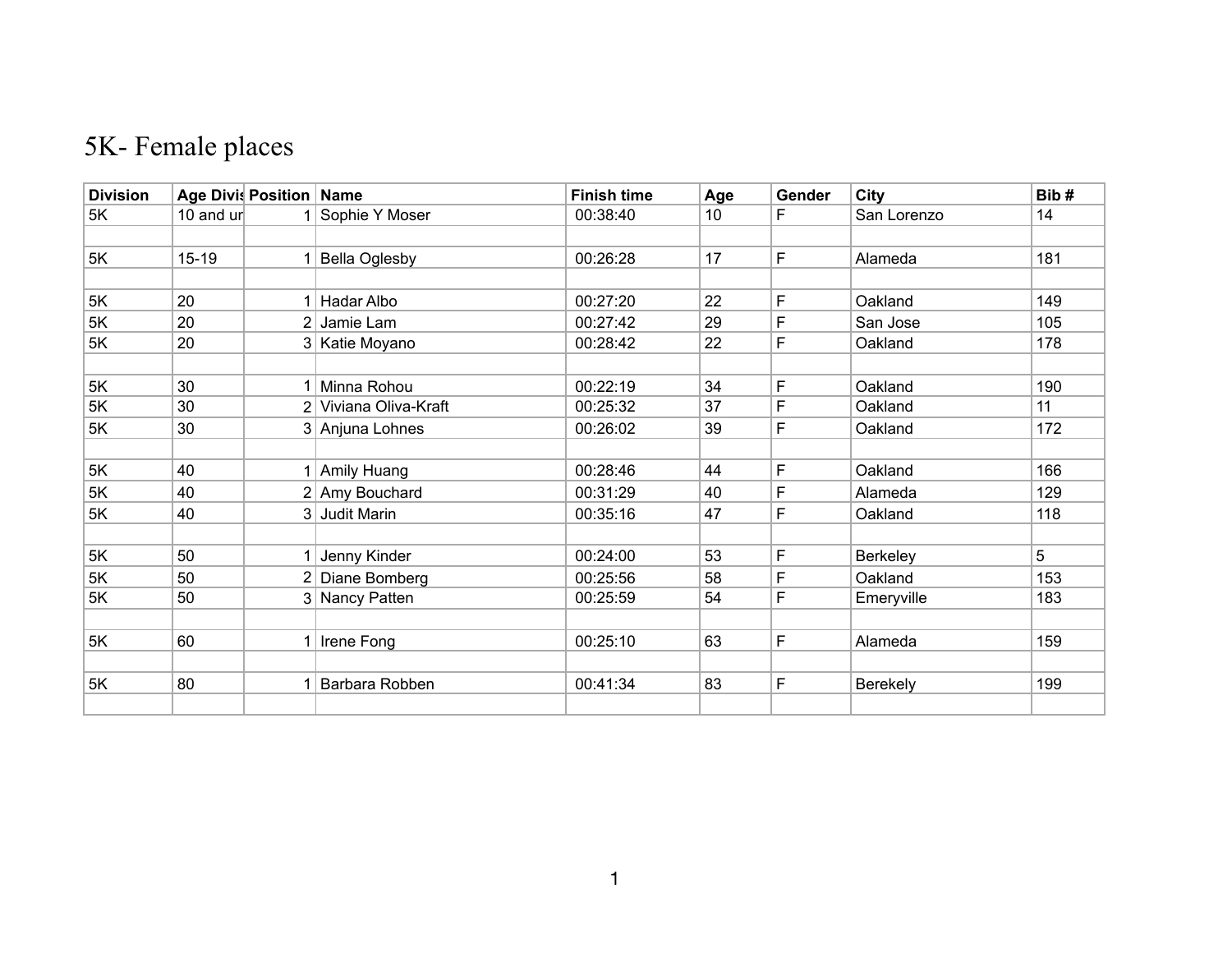# 5K- Female places

| Division | Age Divis | Position | Name | Finish time | Age | Gender | City | Bib # |
|---|---|---|---|---|---|---|---|---|
| 5K | 10 and ur | 1 | Sophie Y Moser | 00:38:40 | 10 | F | San Lorenzo | 14 |
| | | | | | | | | |
| 5K | 15-19 | 1 | Bella Oglesby | 00:26:28 | 17 | F | Alameda | 181 |
| | | | | | | | | |
| 5K | 20 | 1 | Hadar Albo | 00:27:20 | 22 | F | Oakland | 149 |
| 5K | 20 | 2 | Jamie Lam | 00:27:42 | 29 | F | San Jose | 105 |
| 5K | 20 | 3 | Katie Moyano | 00:28:42 | 22 | F | Oakland | 178 |
| | | | | | | | | |
| 5K | 30 | 1 | Minna Rohou | 00:22:19 | 34 | F | Oakland | 190 |
| 5K | 30 | 2 | Viviana Oliva-Kraft | 00:25:32 | 37 | F | Oakland | 11 |
| 5K | 30 | 3 | Anjuna Lohnes | 00:26:02 | 39 | F | Oakland | 172 |
| | | | | | | | | |
| 5K | 40 | 1 | Amily Huang | 00:28:46 | 44 | F | Oakland | 166 |
| 5K | 40 | 2 | Amy Bouchard | 00:31:29 | 40 | F | Alameda | 129 |
| 5K | 40 | 3 | Judit Marin | 00:35:16 | 47 | F | Oakland | 118 |
| | | | | | | | | |
| 5K | 50 | 1 | Jenny Kinder | 00:24:00 | 53 | F | Berkeley | 5 |
| 5K | 50 | 2 | Diane Bomberg | 00:25:56 | 58 | F | Oakland | 153 |
| 5K | 50 | 3 | Nancy Patten | 00:25:59 | 54 | F | Emeryville | 183 |
| | | | | | | | | |
| 5K | 60 | 1 | Irene Fong | 00:25:10 | 63 | F | Alameda | 159 |
| | | | | | | | | |
| 5K | 80 | 1 | Barbara Robben | 00:41:34 | 83 | F | Berekely | 199 |
| | | | | | | | | |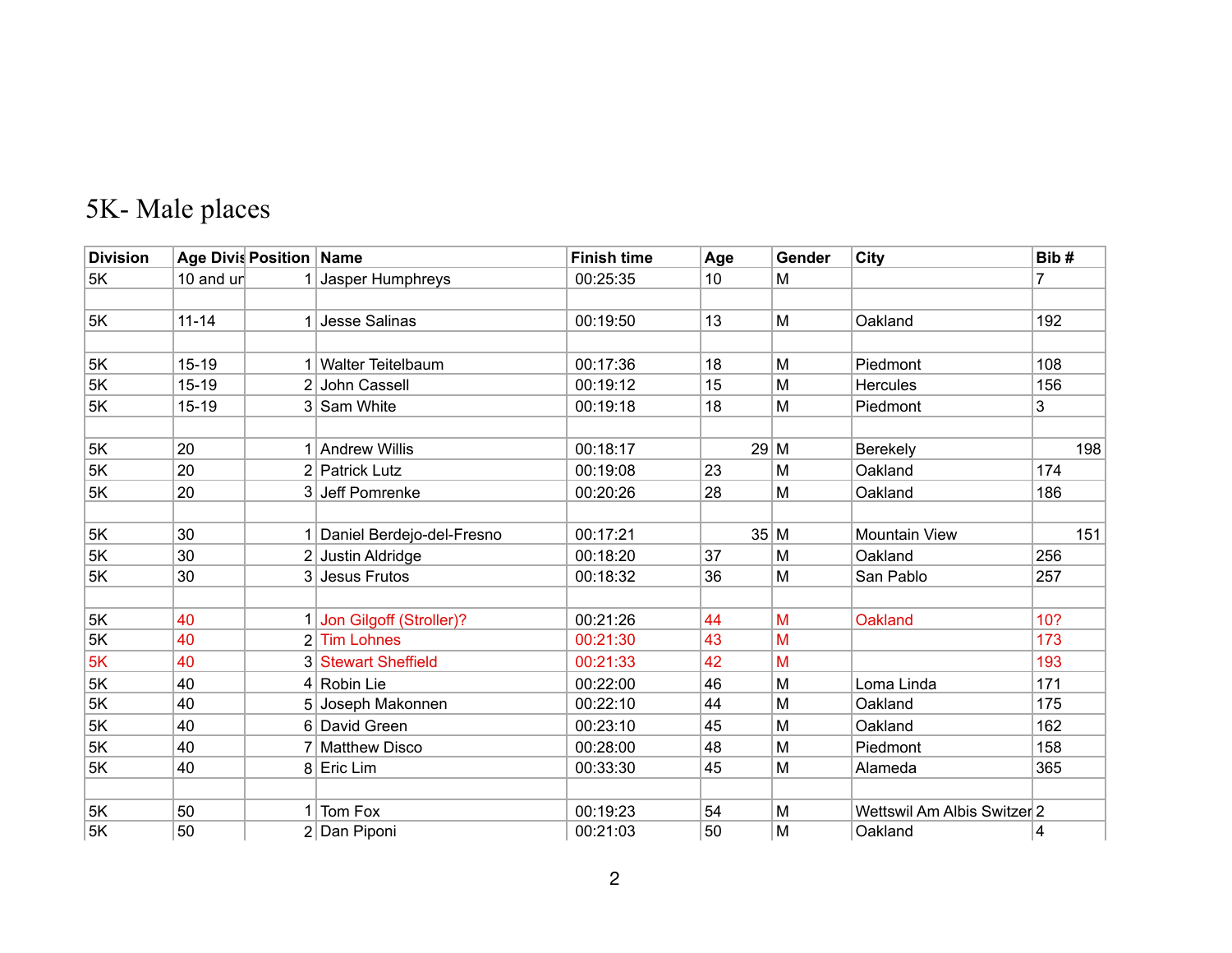# 5K- Male places

| Division | Age Divis | Position | Name | Finish time | Age | Gender | City | Bib # |
|---|---|---|---|---|---|---|---|---|
| 5K | 10 and ur | 1 | Jasper Humphreys | 00:25:35 | 10 | M | | 7 |
| | | | | | | | | |
| 5K | 11-14 | 1 | Jesse Salinas | 00:19:50 | 13 | M | Oakland | 192 |
| | | | | | | | | |
| 5K | 15-19 | 1 | Walter Teitelbaum | 00:17:36 | 18 | M | Piedmont | 108 |
| 5K | 15-19 | 2 | John Cassell | 00:19:12 | 15 | M | Hercules | 156 |
| 5K | 15-19 | 3 | Sam White | 00:19:18 | 18 | M | Piedmont | 3 |
| | | | | | | | | |
| 5K | 20 | 1 | Andrew Willis | 00:18:17 | 29 | M | Berekely | 198 |
| 5K | 20 | 2 | Patrick Lutz | 00:19:08 | 23 | M | Oakland | 174 |
| 5K | 20 | 3 | Jeff Pomrenke | 00:20:26 | 28 | M | Oakland | 186 |
| | | | | | | | | |
| 5K | 30 | 1 | Daniel Berdejo-del-Fresno | 00:17:21 | 35 | M | Mountain View | 151 |
| 5K | 30 | 2 | Justin Aldridge | 00:18:20 | 37 | M | Oakland | 256 |
| 5K | 30 | 3 | Jesus Frutos | 00:18:32 | 36 | M | San Pablo | 257 |
| | | | | | | | | |
| 5K | 40 | 1 | Jon Gilgoff (Stroller)? | 00:21:26 | 44 | M | Oakland | 10? |
| 5K | 40 | 2 | Tim Lohnes | 00:21:30 | 43 | M | | 173 |
| 5K | 40 | 3 | Stewart Sheffield | 00:21:33 | 42 | M | | 193 |
| 5K | 40 | 4 | Robin Lie | 00:22:00 | 46 | M | Loma Linda | 171 |
| 5K | 40 | 5 | Joseph Makonnen | 00:22:10 | 44 | M | Oakland | 175 |
| 5K | 40 | 6 | David Green | 00:23:10 | 45 | M | Oakland | 162 |
| 5K | 40 | 7 | Matthew Disco | 00:28:00 | 48 | M | Piedmont | 158 |
| 5K | 40 | 8 | Eric Lim | 00:33:30 | 45 | M | Alameda | 365 |
| | | | | | | | | |
| 5K | 50 | 1 | Tom Fox | 00:19:23 | 54 | M | Wettswil Am Albis Switzer | 2 |
| 5K | 50 | 2 | Dan Piponi | 00:21:03 | 50 | M | Oakland | 4 |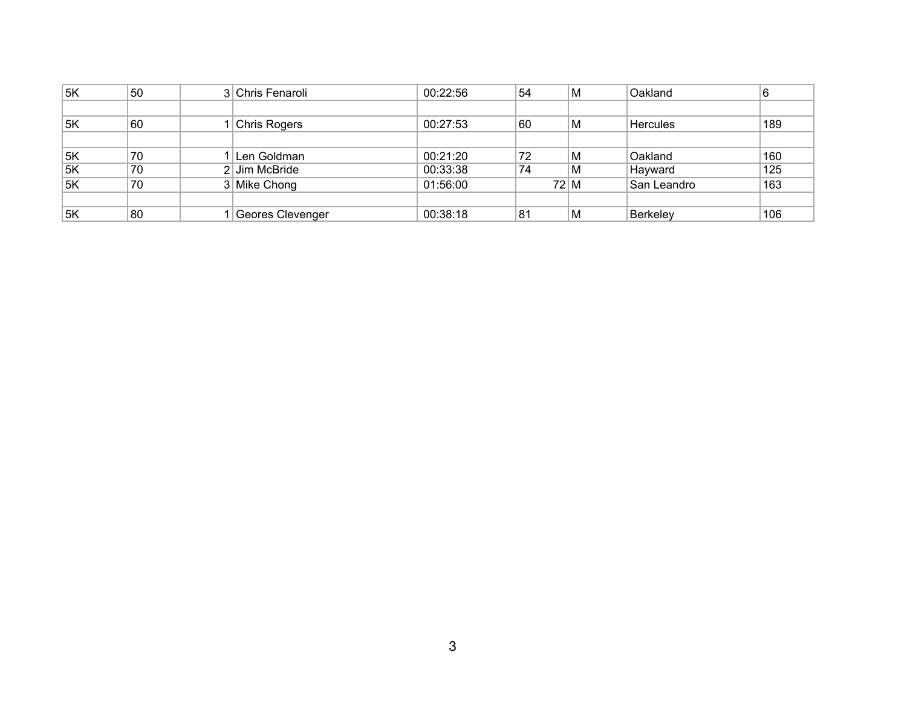| | | | | | | | | |
|---|---|---|---|---|---|---|---|---|
| 5K | 50 | 3 | Chris Fenaroli | 00:22:56 | 54 | M | Oakland | 6 |
| | | | | | | | | |
| 5K | 60 | 1 | Chris Rogers | 00:27:53 | 60 | M | Hercules | 189 |
| | | | | | | | | |
| 5K | 70 | 1 | Len Goldman | 00:21:20 | 72 | M | Oakland | 160 |
| 5K | 70 | 2 | Jim McBride | 00:33:38 | 74 | M | Hayward | 125 |
| 5K | 70 | 3 | Mike Chong | 01:56:00 | 72 | M | San Leandro | 163 |
| | | | | | | | | |
| 5K | 80 | 1 | Geores Clevenger | 00:38:18 | 81 | M | Berkeley | 106 |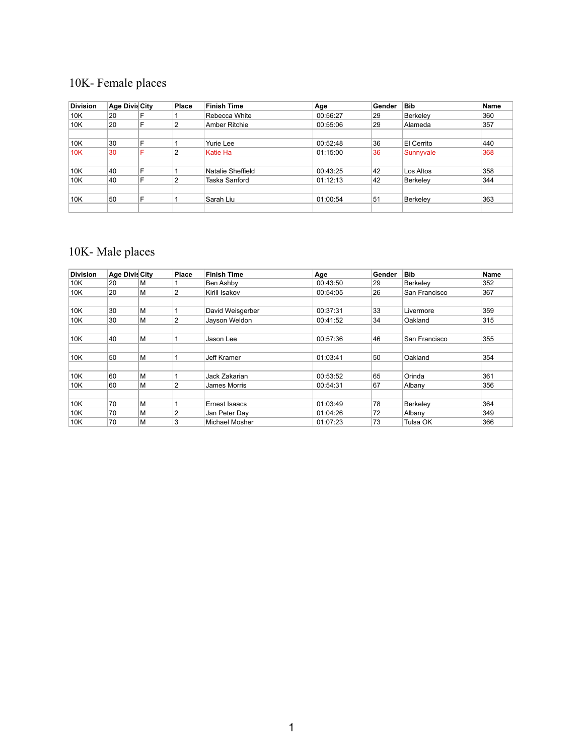## 10K- Female places

| Division | Age Divis | City | Place | Finish Time | Age | Gender | Bib | Name |
|---|---|---|---|---|---|---|---|---|
| 10K | 20 | F | 1 | Rebecca White | 00:56:27 | 29 | Berkeley | 360 |
| 10K | 20 | F | 2 | Amber Ritchie | 00:55:06 | 29 | Alameda | 357 |
| | | | | | | | | |
| 10K | 30 | F | 1 | Yurie Lee | 00:52:48 | 36 | El Cerrito | 440 |
| 10K | 30 | F | 2 | Katie Ha | 01:15:00 | 36 | Sunnyvale | 368 |
| | | | | | | | | |
| 10K | 40 | F | 1 | Natalie Sheffield | 00:43:25 | 42 | Los Altos | 358 |
| 10K | 40 | F | 2 | Taska Sanford | 01:12:13 | 42 | Berkeley | 344 |
| | | | | | | | | |
| 10K | 50 | F | 1 | Sarah Liu | 01:00:54 | 51 | Berkeley | 363 |
| | | | | | | | | |

## 10K- Male places

| Division | Age Divis | City | Place | Finish Time | Age | Gender | Bib | Name |
|---|---|---|---|---|---|---|---|---|
| 10K | 20 | M | 1 | Ben Ashby | 00:43:50 | 29 | Berkeley | 352 |
| 10K | 20 | M | 2 | Kirill Isakov | 00:54:05 | 26 | San Francisco | 367 |
| | | | | | | | | |
| 10K | 30 | M | 1 | David Weisgerber | 00:37:31 | 33 | Livermore | 359 |
| 10K | 30 | M | 2 | Jayson Weldon | 00:41:52 | 34 | Oakland | 315 |
| | | | | | | | | |
| 10K | 40 | M | 1 | Jason Lee | 00:57:36 | 46 | San Francisco | 355 |
| | | | | | | | | |
| 10K | 50 | M | 1 | Jeff Kramer | 01:03:41 | 50 | Oakland | 354 |
| | | | | | | | | |
| 10K | 60 | M | 1 | Jack Zakarian | 00:53:52 | 65 | Orinda | 361 |
| 10K | 60 | M | 2 | James Morris | 00:54:31 | 67 | Albany | 356 |
| | | | | | | | | |
| 10K | 70 | M | 1 | Ernest Isaacs | 01:03:49 | 78 | Berkeley | 364 |
| 10K | 70 | M | 2 | Jan Peter Day | 01:04:26 | 72 | Albany | 349 |
| 10K | 70 | M | 3 | Michael Mosher | 01:07:23 | 73 | Tulsa OK | 366 |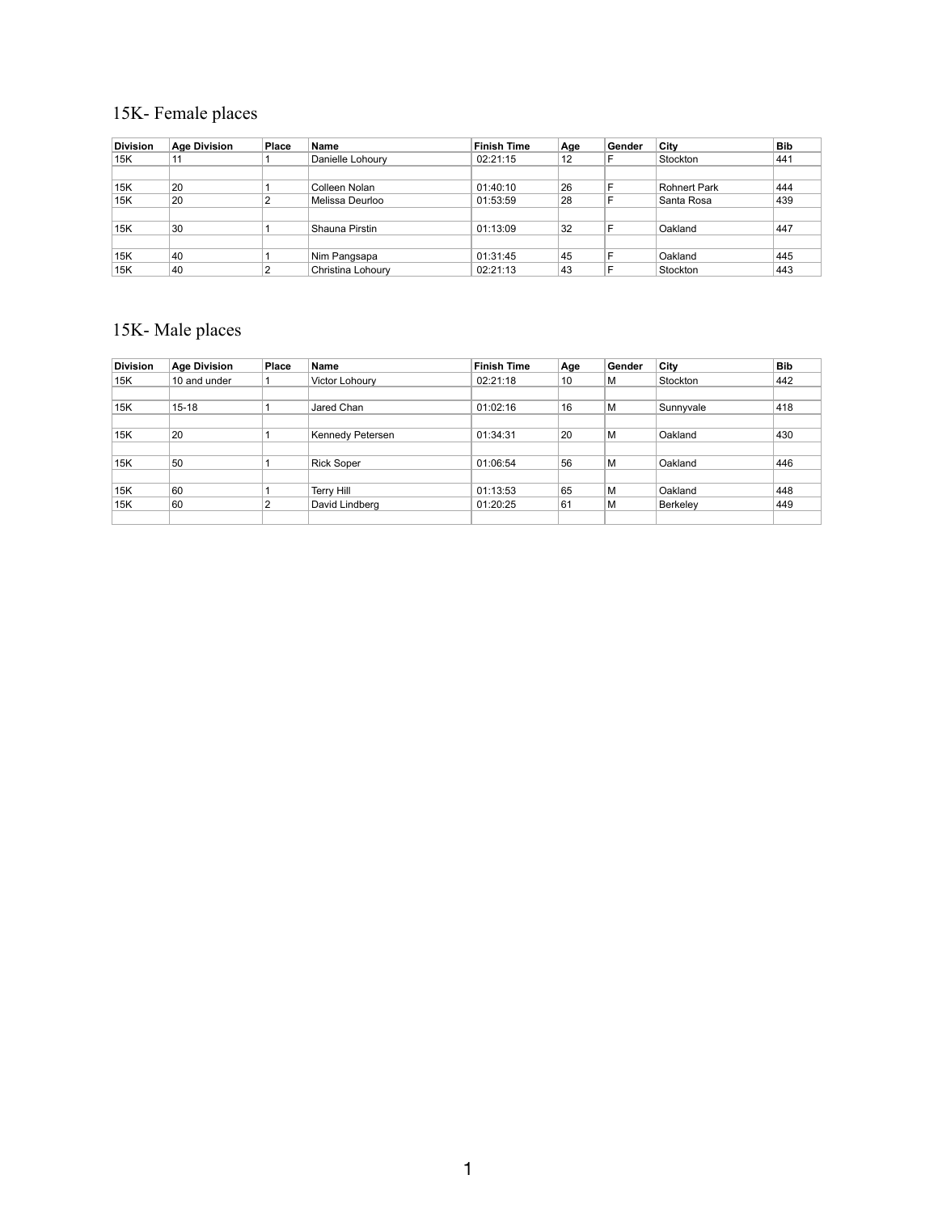## 15K- Female places

| Division | Age Division | Place | Name | Finish Time | Age | Gender | City | Bib |
|---|---|---|---|---|---|---|---|---|
| 15K | 11 | 1 | Danielle Lohoury | 02:21:15 | 12 | F | Stockton | 441 |
| | | | | | | | | |
| 15K | 20 | 1 | Colleen Nolan | 01:40:10 | 26 | F | Rohnert Park | 444 |
| 15K | 20 | 2 | Melissa Deurloo | 01:53:59 | 28 | F | Santa Rosa | 439 |
| | | | | | | | | |
| 15K | 30 | 1 | Shauna Pirstin | 01:13:09 | 32 | F | Oakland | 447 |
| | | | | | | | | |
| 15K | 40 | 1 | Nim Pangsapa | 01:31:45 | 45 | F | Oakland | 445 |
| 15K | 40 | 2 | Christina Lohoury | 02:21:13 | 43 | F | Stockton | 443 |

## 15K- Male places

| Division | Age Division | Place | Name | Finish Time | Age | Gender | City | Bib |
|---|---|---|---|---|---|---|---|---|
| 15K | 10 and under | 1 | Victor Lohoury | 02:21:18 | 10 | M | Stockton | 442 |
| | | | | | | | | |
| 15K | 15-18 | 1 | Jared Chan | 01:02:16 | 16 | M | Sunnyvale | 418 |
| | | | | | | | | |
| 15K | 20 | 1 | Kennedy Petersen | 01:34:31 | 20 | M | Oakland | 430 |
| | | | | | | | | |
| 15K | 50 | 1 | Rick Soper | 01:06:54 | 56 | M | Oakland | 446 |
| | | | | | | | | |
| 15K | 60 | 1 | Terry Hill | 01:13:53 | 65 | M | Oakland | 448 |
| 15K | 60 | 2 | David Lindberg | 01:20:25 | 61 | M | Berkeley | 449 |
| | | | | | | | | |